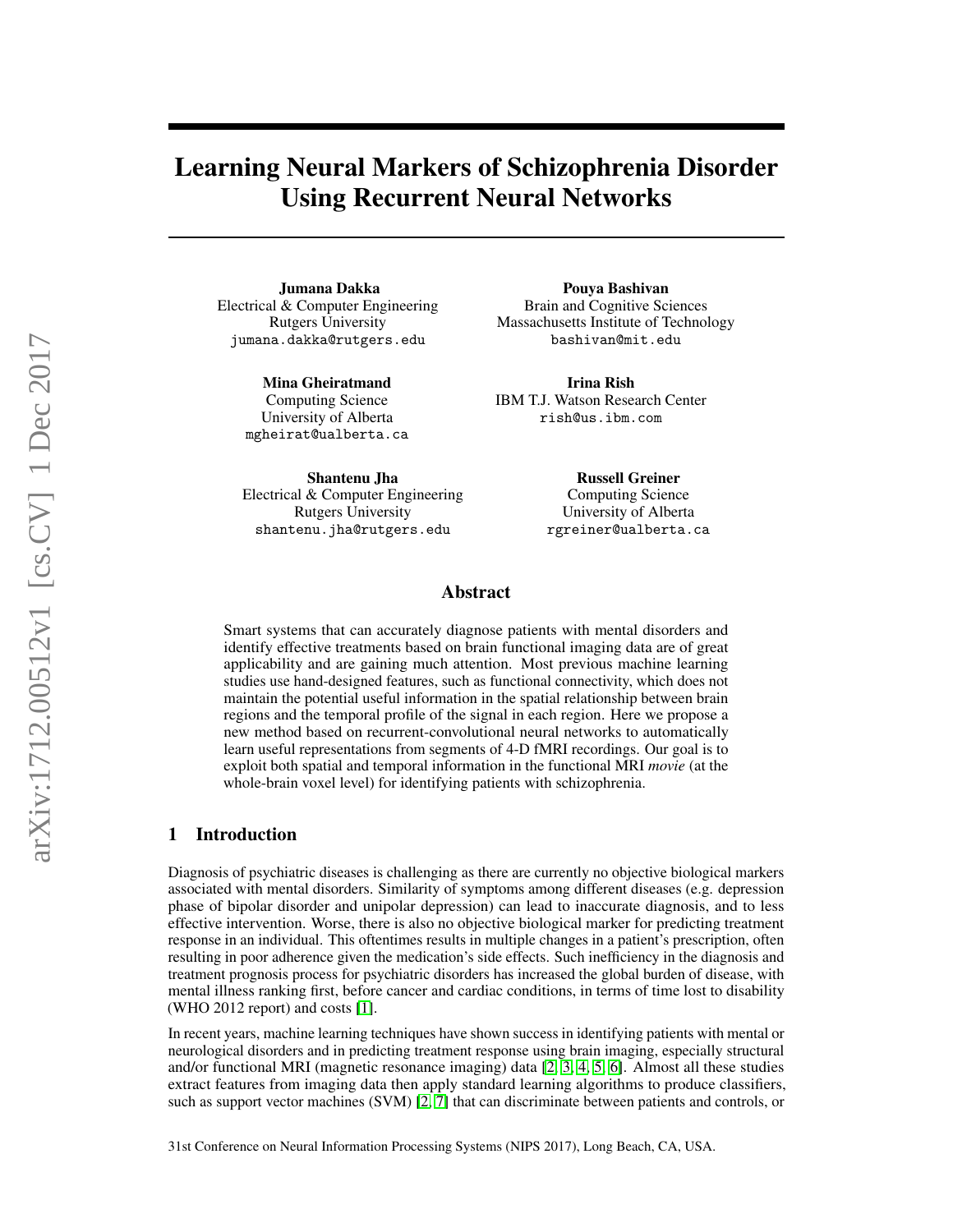# Learning Neural Markers of Schizophrenia Disorder Using Recurrent Neural Networks

**Jumana Dakka**
Electrical & Computer Engineering
Rutgers University
jumana.dakka@rutgers.edu

**Pouya Bashivan**
Brain and Cognitive Sciences
Massachusetts Institute of Technology
bashivan@mit.edu

**Mina Gheiratmand**
Computing Science
University of Alberta
mgheirat@ualberta.ca

**Irina Rish**
IBM T.J. Watson Research Center
rish@us.ibm.com

**Shantenu Jha**
Electrical & Computer Engineering
Rutgers University
shantenu.jha@rutgers.edu

**Russell Greiner**
Computing Science
University of Alberta
rgreiner@ualberta.ca

## Abstract

Smart systems that can accurately diagnose patients with mental disorders and identify effective treatments based on brain functional imaging data are of great applicability and are gaining much attention. Most previous machine learning studies use hand-designed features, such as functional connectivity, which does not maintain the potential useful information in the spatial relationship between brain regions and the temporal profile of the signal in each region. Here we propose a new method based on recurrent-convolutional neural networks to automatically learn useful representations from segments of 4-D fMRI recordings. Our goal is to exploit both spatial and temporal information in the functional MRI *movie* (at the whole-brain voxel level) for identifying patients with schizophrenia.

## 1 Introduction

Diagnosis of psychiatric diseases is challenging as there are currently no objective biological markers associated with mental disorders. Similarity of symptoms among different diseases (e.g. depression phase of bipolar disorder and unipolar depression) can lead to inaccurate diagnosis, and to less effective intervention. Worse, there is also no objective biological marker for predicting treatment response in an individual. This oftentimes results in multiple changes in a patient's prescription, often resulting in poor adherence given the medication's side effects. Such inefficiency in the diagnosis and treatment prognosis process for psychiatric disorders has increased the global burden of disease, with mental illness ranking first, before cancer and cardiac conditions, in terms of time lost to disability (WHO 2012 report) and costs [1].

In recent years, machine learning techniques have shown success in identifying patients with mental or neurological disorders and in predicting treatment response using brain imaging, especially structural and/or functional MRI (magnetic resonance imaging) data [2, 3, 4, 5, 6]. Almost all these studies extract features from imaging data then apply standard learning algorithms to produce classifiers, such as support vector machines (SVM) [2, 7] that can discriminate between patients and controls, or

31st Conference on Neural Information Processing Systems (NIPS 2017), Long Beach, CA, USA.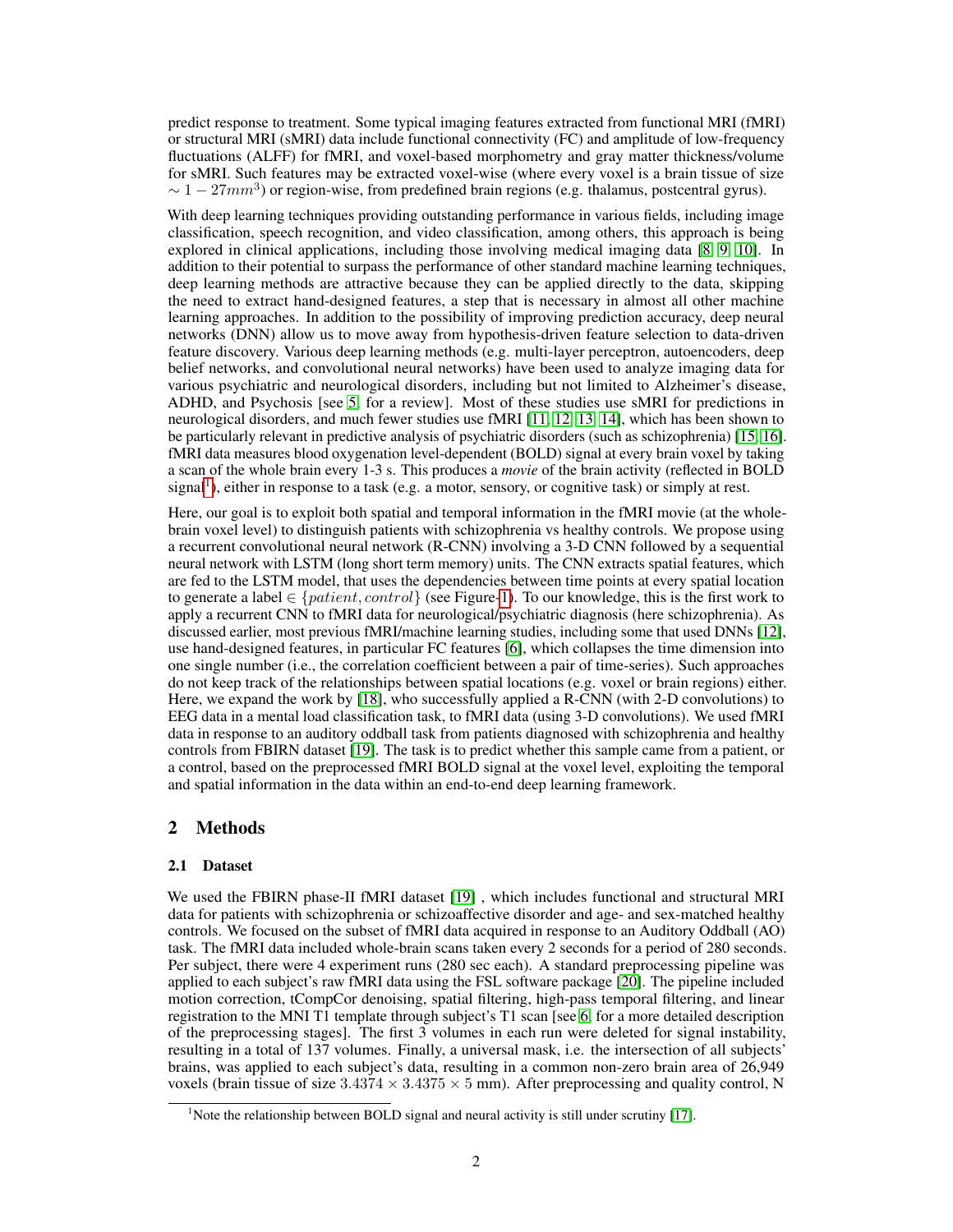predict response to treatment. Some typical imaging features extracted from functional MRI (fMRI) or structural MRI (sMRI) data include functional connectivity (FC) and amplitude of low-frequency fluctuations (ALFF) for fMRI, and voxel-based morphometry and gray matter thickness/volume for sMRI. Such features may be extracted voxel-wise (where every voxel is a brain tissue of size $\sim 1-27mm^3$) or region-wise, from predefined brain regions (e.g. thalamus, postcentral gyrus).

With deep learning techniques providing outstanding performance in various fields, including image classification, speech recognition, and video classification, among others, this approach is being explored in clinical applications, including those involving medical imaging data [8, 9, 10]. In addition to their potential to surpass the performance of other standard machine learning techniques, deep learning methods are attractive because they can be applied directly to the data, skipping the need to extract hand-designed features, a step that is necessary in almost all other machine learning approaches. In addition to the possibility of improving prediction accuracy, deep neural networks (DNN) allow us to move away from hypothesis-driven feature selection to data-driven feature discovery. Various deep learning methods (e.g. multi-layer perceptron, autoencoders, deep belief networks, and convolutional neural networks) have been used to analyze imaging data for various psychiatric and neurological disorders, including but not limited to Alzheimer's disease, ADHD, and Psychosis [see 5, for a review]. Most of these studies use sMRI for predictions in neurological disorders, and much fewer studies use fMRI [11, 12, 13, 14], which has been shown to be particularly relevant in predictive analysis of psychiatric disorders (such as schizophrenia) [15, 16]. fMRI data measures blood oxygenation level-dependent (BOLD) signal at every brain voxel by taking a scan of the whole brain every 1-3 s. This produces a *movie* of the brain activity (reflected in BOLD signal[1]), either in response to a task (e.g. a motor, sensory, or cognitive task) or simply at rest.

Here, our goal is to exploit both spatial and temporal information in the fMRI movie (at the whole-brain voxel level) to distinguish patients with schizophrenia vs healthy controls. We propose using a recurrent convolutional neural network (R-CNN) involving a 3-D CNN followed by a sequential neural network with LSTM (long short term memory) units. The CNN extracts spatial features, which are fed to the LSTM model, that uses the dependencies between time points at every spatial location to generate a label $\in \{patient, control\}$ (see Figure-1). To our knowledge, this is the first work to apply a recurrent CNN to fMRI data for neurological/psychiatric diagnosis (here schizophrenia). As discussed earlier, most previous fMRI/machine learning studies, including some that used DNNs [12], use hand-designed features, in particular FC features [6], which collapses the time dimension into one single number (i.e., the correlation coefficient between a pair of time-series). Such approaches do not keep track of the relationships between spatial locations (e.g. voxel or brain regions) either. Here, we expand the work by [18], who successfully applied a R-CNN (with 2-D convolutions) to EEG data in a mental load classification task, to fMRI data (using 3-D convolutions). We used fMRI data in response to an auditory oddball task from patients diagnosed with schizophrenia and healthy controls from FBIRN dataset [19]. The task is to predict whether this sample came from a patient, or a control, based on the preprocessed fMRI BOLD signal at the voxel level, exploiting the temporal and spatial information in the data within an end-to-end deep learning framework.

## 2 Methods

### 2.1 Dataset

We used the FBIRN phase-II fMRI dataset [19] , which includes functional and structural MRI data for patients with schizophrenia or schizoaffective disorder and age- and sex-matched healthy controls. We focused on the subset of fMRI data acquired in response to an Auditory Oddball (AO) task. The fMRI data included whole-brain scans taken every 2 seconds for a period of 280 seconds. Per subject, there were 4 experiment runs (280 sec each). A standard preprocessing pipeline was applied to each subject's raw fMRI data using the FSL software package [20]. The pipeline included motion correction, tCompCor denoising, spatial filtering, high-pass temporal filtering, and linear registration to the MNI T1 template through subject's T1 scan [see 6, for a more detailed description of the preprocessing stages]. The first 3 volumes in each run were deleted for signal instability, resulting in a total of 137 volumes. Finally, a universal mask, i.e. the intersection of all subjects' brains, was applied to each subject's data, resulting in a common non-zero brain area of 26,949 voxels (brain tissue of size $3.4374 \times 3.4375 \times 5$ mm). After preprocessing and quality control, N

[1] Note the relationship between BOLD signal and neural activity is still under scrutiny [17].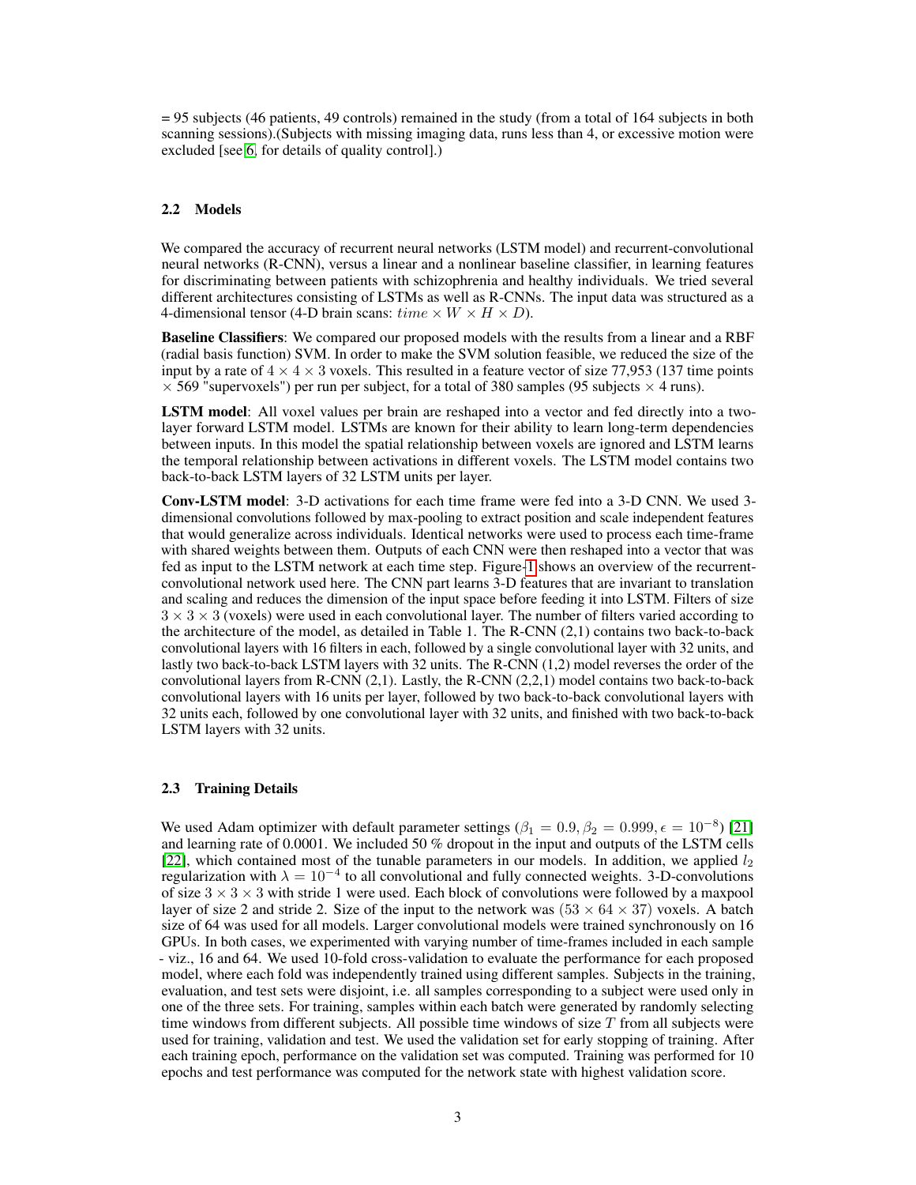= 95 subjects (46 patients, 49 controls) remained in the study (from a total of 164 subjects in both scanning sessions).(Subjects with missing imaging data, runs less than 4, or excessive motion were excluded [see [6], for details of quality control].)

### 2.2 Models

We compared the accuracy of recurrent neural networks (LSTM model) and recurrent-convolutional neural networks (R-CNN), versus a linear and a nonlinear baseline classifier, in learning features for discriminating between patients with schizophrenia and healthy individuals. We tried several different architectures consisting of LSTMs as well as R-CNNs. The input data was structured as a 4-dimensional tensor (4-D brain scans: $time \times W \times H \times D$).

**Baseline Classifiers**: We compared our proposed models with the results from a linear and a RBF (radial basis function) SVM. In order to make the SVM solution feasible, we reduced the size of the input by a rate of $4 \times 4 \times 3$ voxels. This resulted in a feature vector of size 77,953 (137 time points $\times$ 569 "supervoxels") per run per subject, for a total of 380 samples (95 subjects $\times$ 4 runs).

**LSTM model**: All voxel values per brain are reshaped into a vector and fed directly into a two-layer forward LSTM model. LSTMs are known for their ability to learn long-term dependencies between inputs. In this model the spatial relationship between voxels are ignored and LSTM learns the temporal relationship between activations in different voxels. The LSTM model contains two back-to-back LSTM layers of 32 LSTM units per layer.

**Conv-LSTM model**: 3-D activations for each time frame were fed into a 3-D CNN. We used 3-dimensional convolutions followed by max-pooling to extract position and scale independent features that would generalize across individuals. Identical networks were used to process each time-frame with shared weights between them. Outputs of each CNN were then reshaped into a vector that was fed as input to the LSTM network at each time step. Figure-1 shows an overview of the recurrent-convolutional network used here. The CNN part learns 3-D features that are invariant to translation and scaling and reduces the dimension of the input space before feeding it into LSTM. Filters of size $3 \times 3 \times 3$ (voxels) were used in each convolutional layer. The number of filters varied according to the architecture of the model, as detailed in Table 1. The R-CNN (2,1) contains two back-to-back convolutional layers with 16 filters in each, followed by a single convolutional layer with 32 units, and lastly two back-to-back LSTM layers with 32 units. The R-CNN (1,2) model reverses the order of the convolutional layers from R-CNN (2,1). Lastly, the R-CNN (2,2,1) model contains two back-to-back convolutional layers with 16 units per layer, followed by two back-to-back convolutional layers with 32 units each, followed by one convolutional layer with 32 units, and finished with two back-to-back LSTM layers with 32 units.

### 2.3 Training Details

We used Adam optimizer with default parameter settings ($\beta_1 = 0.9, \beta_2 = 0.999, \epsilon = 10^{-8}$) [21] and learning rate of 0.0001. We included 50 % dropout in the input and outputs of the LSTM cells [22], which contained most of the tunable parameters in our models. In addition, we applied $l_2$ regularization with $\lambda = 10^{-4}$ to all convolutional and fully connected weights. 3-D-convolutions of size $3 \times 3 \times 3$ with stride 1 were used. Each block of convolutions were followed by a maxpool layer of size 2 and stride 2. Size of the input to the network was ($53 \times 64 \times 37$) voxels. A batch size of 64 was used for all models. Larger convolutional models were trained synchronously on 16 GPUs. In both cases, we experimented with varying number of time-frames included in each sample - viz., 16 and 64. We used 10-fold cross-validation to evaluate the performance for each proposed model, where each fold was independently trained using different samples. Subjects in the training, evaluation, and test sets were disjoint, i.e. all samples corresponding to a subject were used only in one of the three sets. For training, samples within each batch were generated by randomly selecting time windows from different subjects. All possible time windows of size $T$ from all subjects were used for training, validation and test. We used the validation set for early stopping of training. After each training epoch, performance on the validation set was computed. Training was performed for 10 epochs and test performance was computed for the network state with highest validation score.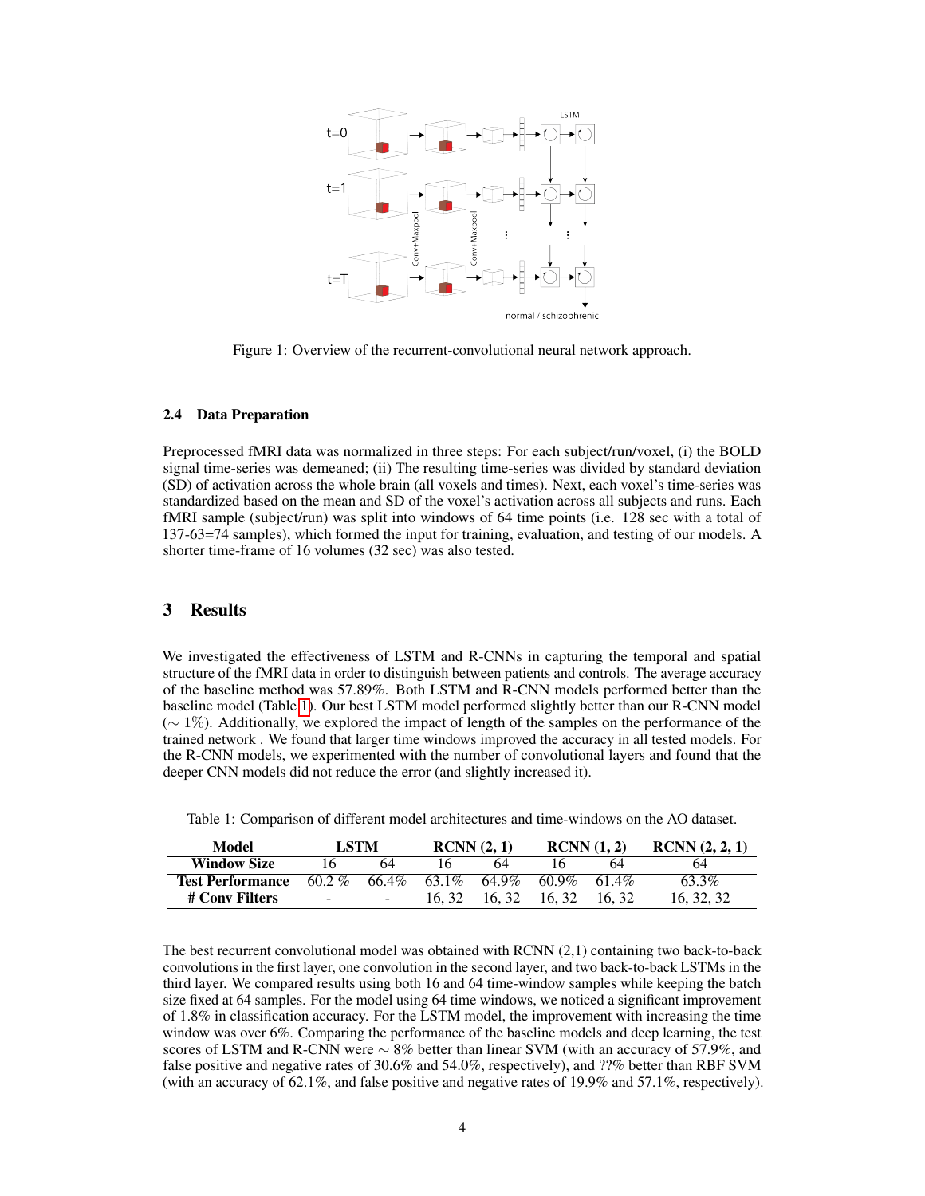Figure 1: Overview of the recurrent-convolutional neural network approach.

### 2.4 Data Preparation

Preprocessed fMRI data was normalized in three steps: For each subject/run/voxel, (i) the BOLD signal time-series was demeaned; (ii) The resulting time-series was divided by standard deviation (SD) of activation across the whole brain (all voxels and times). Next, each voxel's time-series was standardized based on the mean and SD of the voxel's activation across all subjects and runs. Each fMRI sample (subject/run) was split into windows of 64 time points (i.e. 128 sec with a total of 137-63=74 samples), which formed the input for training, evaluation, and testing of our models. A shorter time-frame of 16 volumes (32 sec) was also tested.

## 3 Results

We investigated the effectiveness of LSTM and R-CNNs in capturing the temporal and spatial structure of the fMRI data in order to distinguish between patients and controls. The average accuracy of the baseline method was 57.89%. Both LSTM and R-CNN models performed better than the baseline model (Table 1). Our best LSTM model performed slightly better than our R-CNN model ($\sim 1\%$). Additionally, we explored the impact of length of the samples on the performance of the trained network . We found that larger time windows improved the accuracy in all tested models. For the R-CNN models, we experimented with the number of convolutional layers and found that the deeper CNN models did not reduce the error (and slightly increased it).

Table 1: Comparison of different model architectures and time-windows on the AO dataset.

| Model | LSTM | | RCNN (2, 1) | | RCNN (1, 2) | | RCNN (2, 2, 1) |
|---|---|---|---|---|---|---|---|
| Window Size | 16 | 64 | 16 | 64 | 16 | 64 | 64 |
| Test Performance | 60.2 % | 66.4% | 63.1% | 64.9% | 60.9% | 61.4% | 63.3% |
| # Conv Filters | - | - | 16, 32 | 16, 32 | 16, 32 | 16, 32 | 16, 32, 32 |

The best recurrent convolutional model was obtained with RCNN (2,1) containing two back-to-back convolutions in the first layer, one convolution in the second layer, and two back-to-back LSTMs in the third layer. We compared results using both 16 and 64 time-window samples while keeping the batch size fixed at 64 samples. For the model using 64 time windows, we noticed a significant improvement of 1.8% in classification accuracy. For the LSTM model, the improvement with increasing the time window was over 6%. Comparing the performance of the baseline models and deep learning, the test scores of LSTM and R-CNN were $\sim 8\%$ better than linear SVM (with an accuracy of 57.9%, and false positive and negative rates of 30.6% and 54.0%, respectively), and ??% better than RBF SVM (with an accuracy of 62.1%, and false positive and negative rates of 19.9% and 57.1%, respectively).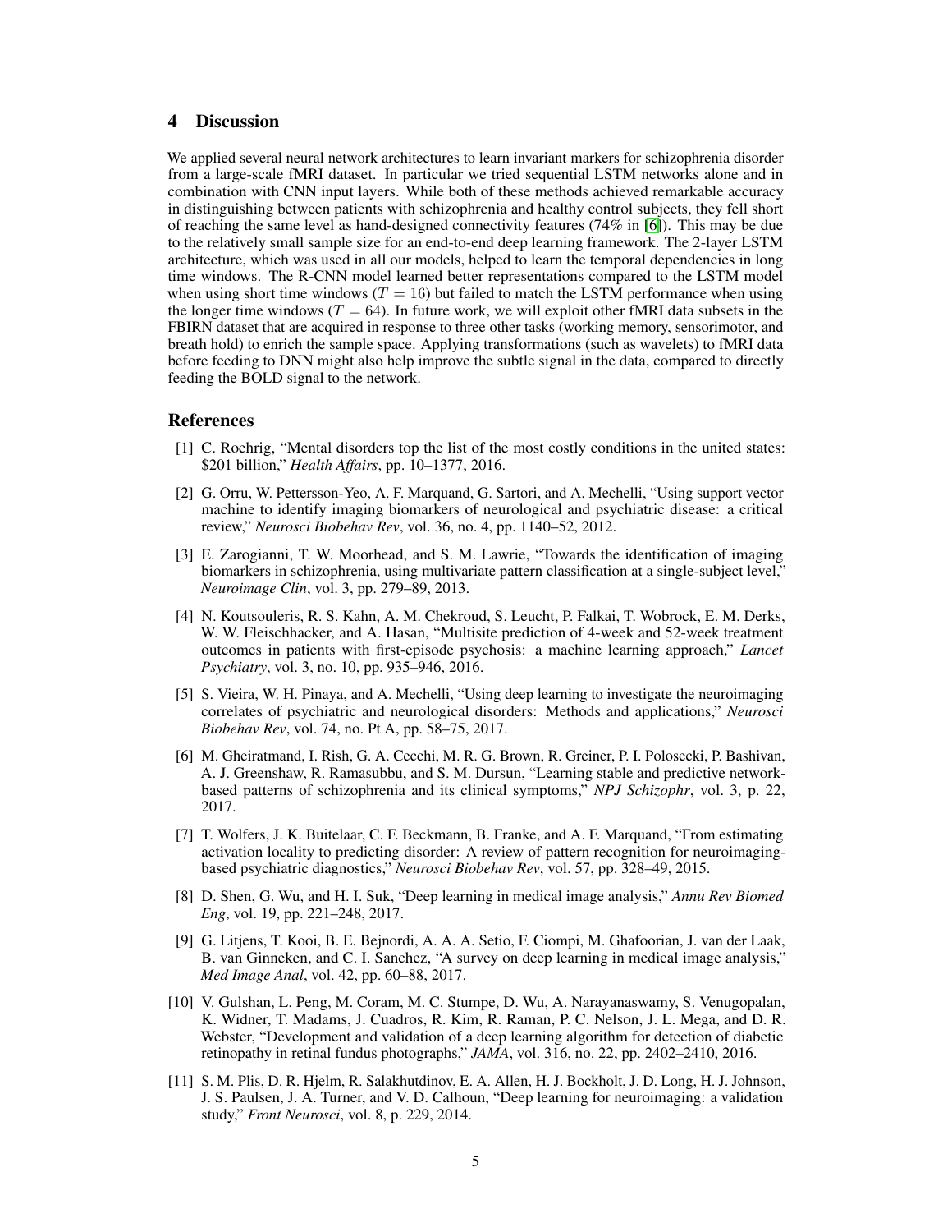## 4 Discussion

We applied several neural network architectures to learn invariant markers for schizophrenia disorder from a large-scale fMRI dataset. In particular we tried sequential LSTM networks alone and in combination with CNN input layers. While both of these methods achieved remarkable accuracy in distinguishing between patients with schizophrenia and healthy control subjects, they fell short of reaching the same level as hand-designed connectivity features (74% in [6]). This may be due to the relatively small sample size for an end-to-end deep learning framework. The 2-layer LSTM architecture, which was used in all our models, helped to learn the temporal dependencies in long time windows. The R-CNN model learned better representations compared to the LSTM model when using short time windows ($T = 16$) but failed to match the LSTM performance when using the longer time windows ($T = 64$). In future work, we will exploit other fMRI data subsets in the FBIRN dataset that are acquired in response to three other tasks (working memory, sensorimotor, and breath hold) to enrich the sample space. Applying transformations (such as wavelets) to fMRI data before feeding to DNN might also help improve the subtle signal in the data, compared to directly feeding the BOLD signal to the network.

## References

[1] C. Roehrig, "Mental disorders top the list of the most costly conditions in the united states: $201 billion," *Health Affairs*, pp. 10–1377, 2016.

[2] G. Orru, W. Pettersson-Yeo, A. F. Marquand, G. Sartori, and A. Mechelli, "Using support vector machine to identify imaging biomarkers of neurological and psychiatric disease: a critical review," *Neurosci Biobehav Rev*, vol. 36, no. 4, pp. 1140–52, 2012.

[3] E. Zarogianni, T. W. Moorhead, and S. M. Lawrie, "Towards the identification of imaging biomarkers in schizophrenia, using multivariate pattern classification at a single-subject level," *Neuroimage Clin*, vol. 3, pp. 279–89, 2013.

[4] N. Koutsouleris, R. S. Kahn, A. M. Chekroud, S. Leucht, P. Falkai, T. Wobrock, E. M. Derks, W. W. Fleischhacker, and A. Hasan, "Multisite prediction of 4-week and 52-week treatment outcomes in patients with first-episode psychosis: a machine learning approach," *Lancet Psychiatry*, vol. 3, no. 10, pp. 935–946, 2016.

[5] S. Vieira, W. H. Pinaya, and A. Mechelli, "Using deep learning to investigate the neuroimaging correlates of psychiatric and neurological disorders: Methods and applications," *Neurosci Biobehav Rev*, vol. 74, no. Pt A, pp. 58–75, 2017.

[6] M. Gheiratmand, I. Rish, G. A. Cecchi, M. R. G. Brown, R. Greiner, P. I. Polosecki, P. Bashivan, A. J. Greenshaw, R. Ramasubbu, and S. M. Dursun, "Learning stable and predictive network-based patterns of schizophrenia and its clinical symptoms," *NPJ Schizophr*, vol. 3, p. 22, 2017.

[7] T. Wolfers, J. K. Buitelaar, C. F. Beckmann, B. Franke, and A. F. Marquand, "From estimating activation locality to predicting disorder: A review of pattern recognition for neuroimaging-based psychiatric diagnostics," *Neurosci Biobehav Rev*, vol. 57, pp. 328–49, 2015.

[8] D. Shen, G. Wu, and H. I. Suk, "Deep learning in medical image analysis," *Annu Rev Biomed Eng*, vol. 19, pp. 221–248, 2017.

[9] G. Litjens, T. Kooi, B. E. Bejnordi, A. A. A. Setio, F. Ciompi, M. Ghafoorian, J. van der Laak, B. van Ginneken, and C. I. Sanchez, "A survey on deep learning in medical image analysis," *Med Image Anal*, vol. 42, pp. 60–88, 2017.

[10] V. Gulshan, L. Peng, M. Coram, M. C. Stumpe, D. Wu, A. Narayanaswamy, S. Venugopalan, K. Widner, T. Madams, J. Cuadros, R. Kim, R. Raman, P. C. Nelson, J. L. Mega, and D. R. Webster, "Development and validation of a deep learning algorithm for detection of diabetic retinopathy in retinal fundus photographs," *JAMA*, vol. 316, no. 22, pp. 2402–2410, 2016.

[11] S. M. Plis, D. R. Hjelm, R. Salakhutdinov, E. A. Allen, H. J. Bockholt, J. D. Long, H. J. Johnson, J. S. Paulsen, J. A. Turner, and V. D. Calhoun, "Deep learning for neuroimaging: a validation study," *Front Neurosci*, vol. 8, p. 229, 2014.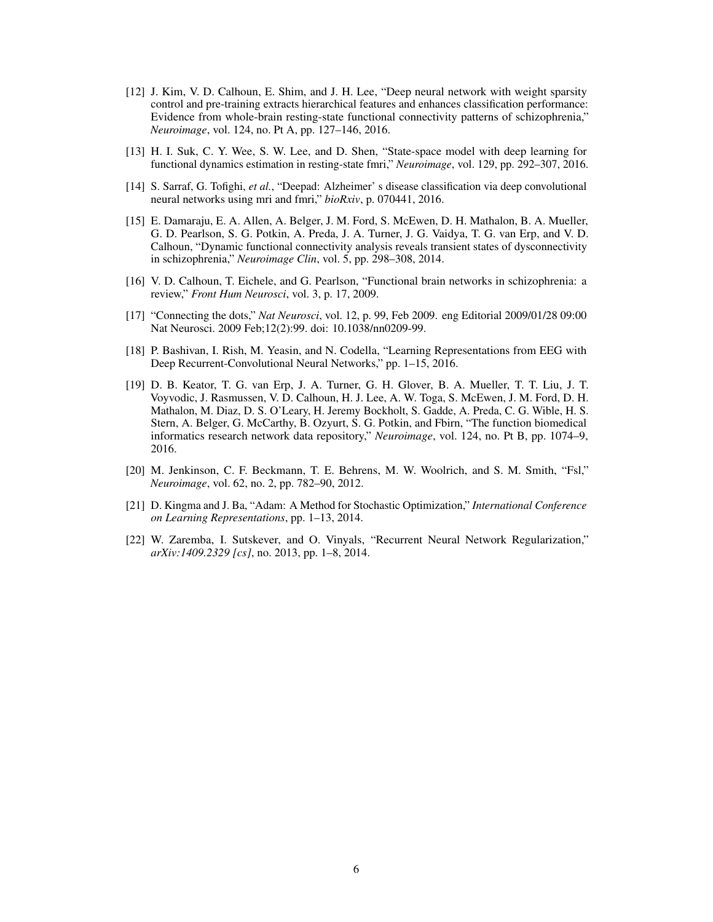[12] J. Kim, V. D. Calhoun, E. Shim, and J. H. Lee, "Deep neural network with weight sparsity control and pre-training extracts hierarchical features and enhances classification performance: Evidence from whole-brain resting-state functional connectivity patterns of schizophrenia," *Neuroimage*, vol. 124, no. Pt A, pp. 127–146, 2016.

[13] H. I. Suk, C. Y. Wee, S. W. Lee, and D. Shen, "State-space model with deep learning for functional dynamics estimation in resting-state fmri," *Neuroimage*, vol. 129, pp. 292–307, 2016.

[14] S. Sarraf, G. Tofighi, *et al.*, "Deepad: Alzheimer' s disease classification via deep convolutional neural networks using mri and fmri," *bioRxiv*, p. 070441, 2016.

[15] E. Damaraju, E. A. Allen, A. Belger, J. M. Ford, S. McEwen, D. H. Mathalon, B. A. Mueller, G. D. Pearlson, S. G. Potkin, A. Preda, J. A. Turner, J. G. Vaidya, T. G. van Erp, and V. D. Calhoun, "Dynamic functional connectivity analysis reveals transient states of dysconnectivity in schizophrenia," *Neuroimage Clin*, vol. 5, pp. 298–308, 2014.

[16] V. D. Calhoun, T. Eichele, and G. Pearlson, "Functional brain networks in schizophrenia: a review," *Front Hum Neurosci*, vol. 3, p. 17, 2009.

[17] "Connecting the dots," *Nat Neurosci*, vol. 12, p. 99, Feb 2009. eng Editorial 2009/01/28 09:00 Nat Neurosci. 2009 Feb;12(2):99. doi: 10.1038/nn0209-99.

[18] P. Bashivan, I. Rish, M. Yeasin, and N. Codella, "Learning Representations from EEG with Deep Recurrent-Convolutional Neural Networks," pp. 1–15, 2016.

[19] D. B. Keator, T. G. van Erp, J. A. Turner, G. H. Glover, B. A. Mueller, T. T. Liu, J. T. Voyvodic, J. Rasmussen, V. D. Calhoun, H. J. Lee, A. W. Toga, S. McEwen, J. M. Ford, D. H. Mathalon, M. Diaz, D. S. O'Leary, H. Jeremy Bockholt, S. Gadde, A. Preda, C. G. Wible, H. S. Stern, A. Belger, G. McCarthy, B. Ozyurt, S. G. Potkin, and Fbirn, "The function biomedical informatics research network data repository," *Neuroimage*, vol. 124, no. Pt B, pp. 1074–9, 2016.

[20] M. Jenkinson, C. F. Beckmann, T. E. Behrens, M. W. Woolrich, and S. M. Smith, "Fsl," *Neuroimage*, vol. 62, no. 2, pp. 782–90, 2012.

[21] D. Kingma and J. Ba, "Adam: A Method for Stochastic Optimization," *International Conference on Learning Representations*, pp. 1–13, 2014.

[22] W. Zaremba, I. Sutskever, and O. Vinyals, "Recurrent Neural Network Regularization," *arXiv:1409.2329 [cs]*, no. 2013, pp. 1–8, 2014.